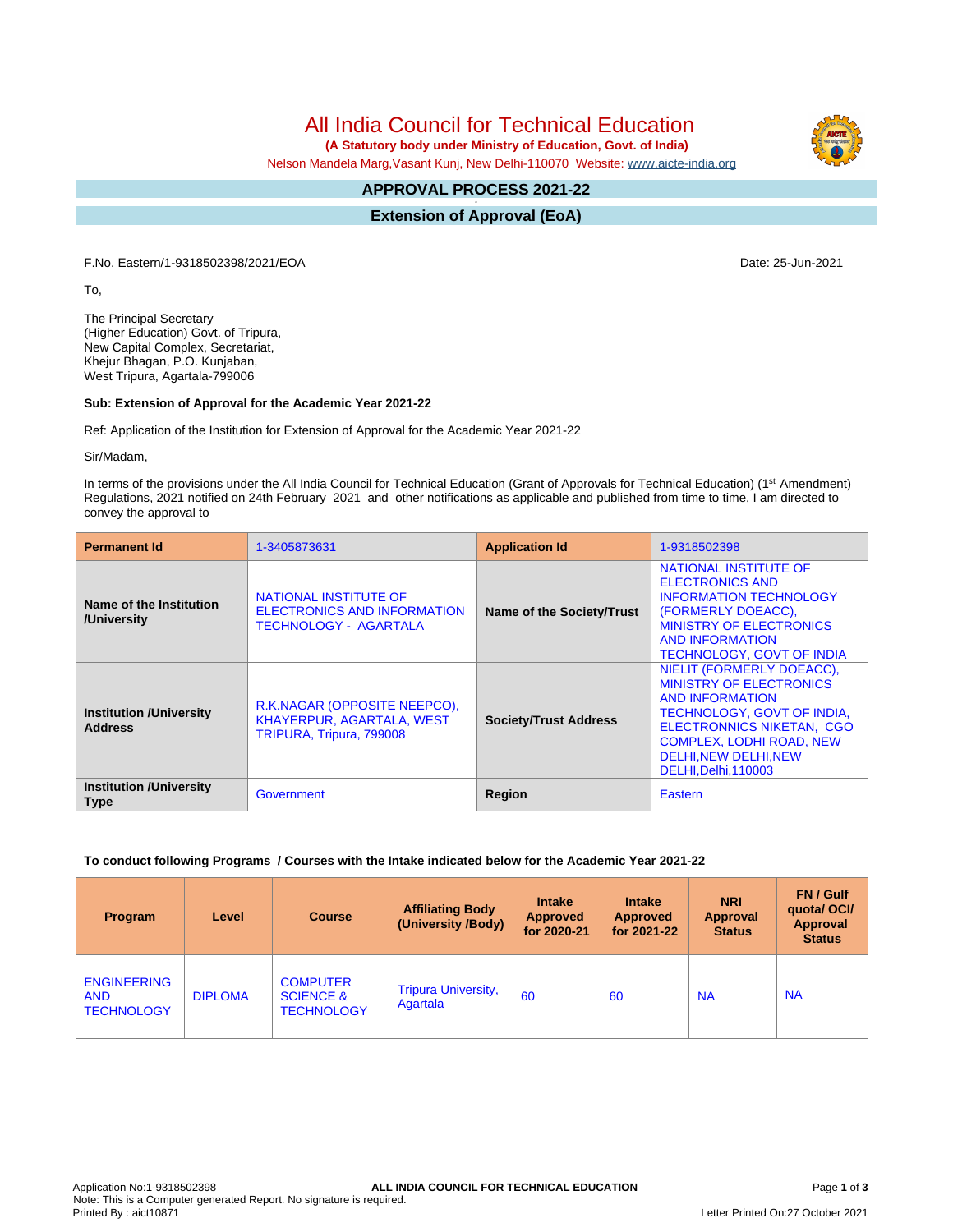# All India Council for Technical Education

**(A Statutory body under Ministry of Education, Govt. of India)**

Nelson Mandela Marg,Vasant Kunj, New Delhi-110070 Website: www.aicte-india.org

## APPROVAL PROCESS 2021-22

## Extension of Approval (EoA)

F.No. Eastern/1-9318502398/2021/EOA

Date: 25-Jun-2021

To,

The Principal Secretary
(Higher Education) Govt. of Tripura,
New Capital Complex, Secretariat,
Khejur Bhagan, P.O. Kunjaban,
West Tripura, Agartala-799006

**Sub: Extension of Approval for the Academic Year 2021-22**

Ref: Application of the Institution for Extension of Approval for the Academic Year 2021-22

Sir/Madam,

In terms of the provisions under the All India Council for Technical Education (Grant of Approvals for Technical Education) (1st Amendment) Regulations, 2021 notified on 24th February 2021 and other notifications as applicable and published from time to time, I am directed to convey the approval to

| **Permanent Id** | 1-3405873631 | **Application Id** | 1-9318502398 |
|---|---|---|---|
| **Name of the Institution /University** | NATIONAL INSTITUTE OF ELECTRONICS AND INFORMATION TECHNOLOGY - AGARTALA | **Name of the Society/Trust** | NATIONAL INSTITUTE OF ELECTRONICS AND INFORMATION TECHNOLOGY (FORMERLY DOEACC), MINISTRY OF ELECTRONICS AND INFORMATION TECHNOLOGY, GOVT OF INDIA |
| **Institution /University Address** | R.K.NAGAR (OPPOSITE NEEPCO), KHAYERPUR, AGARTALA, WEST TRIPURA, Tripura, 799008 | **Society/Trust Address** | NIELIT (FORMERLY DOEACC), MINISTRY OF ELECTRONICS AND INFORMATION TECHNOLOGY, GOVT OF INDIA, ELECTRONNICS NIKETAN, CGO COMPLEX, LODHI ROAD, NEW DELHI,NEW DELHI,NEW DELHI,Delhi,110003 |
| **Institution /University Type** | Government | **Region** | Eastern |

**To conduct following Programs / Courses with the Intake indicated below for the Academic Year 2021-22**

| Program | Level | Course | Affiliating Body (University /Body) | Intake Approved for 2020-21 | Intake Approved for 2021-22 | NRI Approval Status | FN / Gulf quota/ OCI/ Approval Status |
|---|---|---|---|---|---|---|---|
| ENGINEERING AND TECHNOLOGY | DIPLOMA | COMPUTER SCIENCE & TECHNOLOGY | Tripura University, Agartala | 60 | 60 | NA | NA |

Application No:1-9318502398
Note: This is a Computer generated Report. No signature is required.
Printed By : aict10871
Letter Printed On:27 October 2021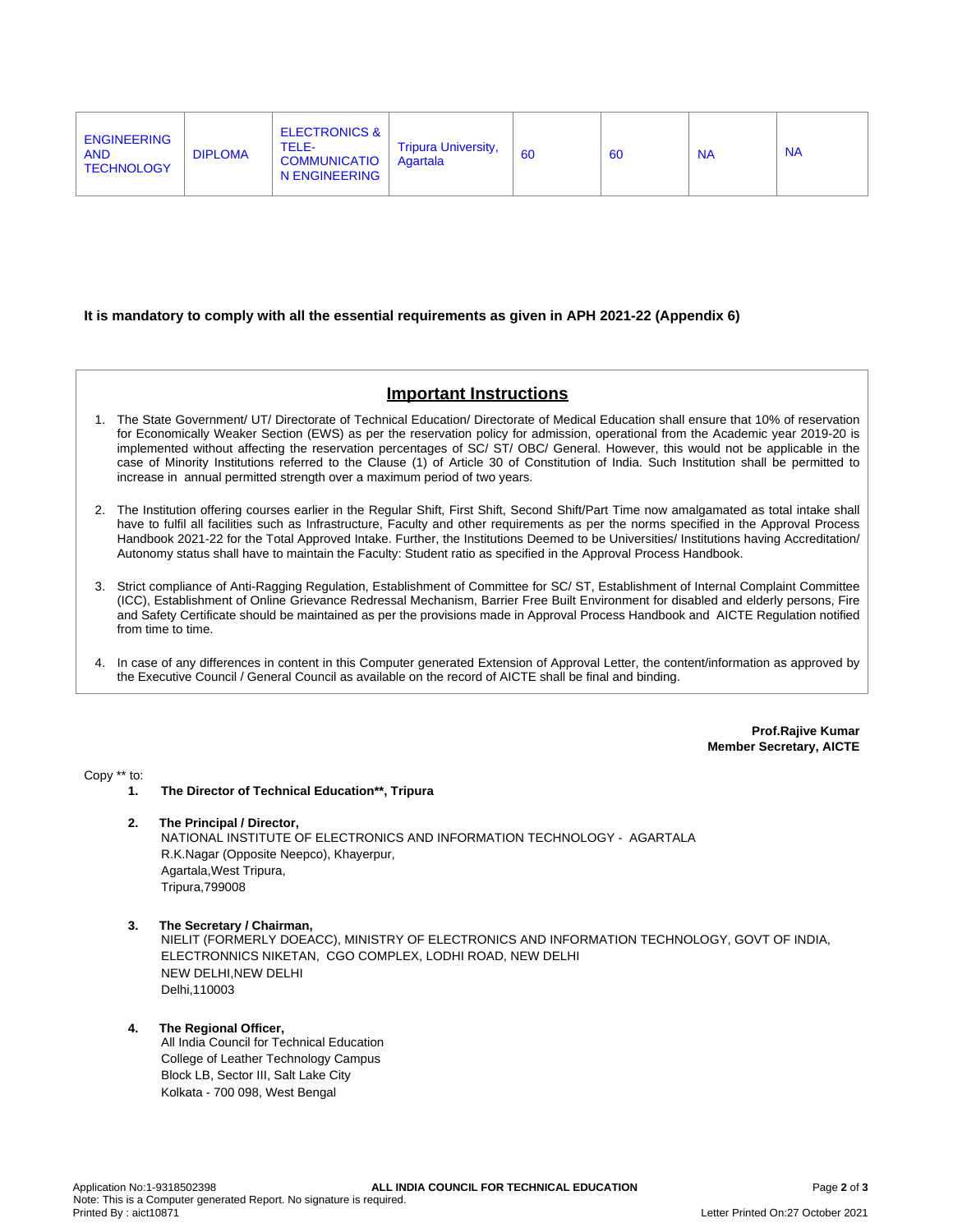| ENGINEERING AND TECHNOLOGY | DIPLOMA | ELECTRONICS & TELE-COMMUNICATION ENGINEERING | Tripura University, Agartala | 60 | 60 | NA | NA |
|---|---|---|---|---|---|---|---|

**It is mandatory to comply with all the essential requirements as given in APH 2021-22 (Appendix 6)**

## Important Instructions

1. The State Government/ UT/ Directorate of Technical Education/ Directorate of Medical Education shall ensure that 10% of reservation for Economically Weaker Section (EWS) as per the reservation policy for admission, operational from the Academic year 2019-20 is implemented without affecting the reservation percentages of SC/ ST/ OBC/ General. However, this would not be applicable in the case of Minority Institutions referred to the Clause (1) of Article 30 of Constitution of India. Such Institution shall be permitted to increase in annual permitted strength over a maximum period of two years.

2. The Institution offering courses earlier in the Regular Shift, First Shift, Second Shift/Part Time now amalgamated as total intake shall have to fulfil all facilities such as Infrastructure, Faculty and other requirements as per the norms specified in the Approval Process Handbook 2021-22 for the Total Approved Intake. Further, the Institutions Deemed to be Universities/ Institutions having Accreditation/ Autonomy status shall have to maintain the Faculty: Student ratio as specified in the Approval Process Handbook.

3. Strict compliance of Anti-Ragging Regulation, Establishment of Committee for SC/ ST, Establishment of Internal Complaint Committee (ICC), Establishment of Online Grievance Redressal Mechanism, Barrier Free Built Environment for disabled and elderly persons, Fire and Safety Certificate should be maintained as per the provisions made in Approval Process Handbook and AICTE Regulation notified from time to time.

4. In case of any differences in content in this Computer generated Extension of Approval Letter, the content/information as approved by the Executive Council / General Council as available on the record of AICTE shall be final and binding.

**Prof.Rajive Kumar**
**Member Secretary, AICTE**

Copy ** to:

1. **The Director of Technical Education**, Tripura**

2. **The Principal / Director,**
   NATIONAL INSTITUTE OF ELECTRONICS AND INFORMATION TECHNOLOGY - AGARTALA
   R.K.Nagar (Opposite Neepco), Khayerpur,
   Agartala,West Tripura,
   Tripura,799008

3. **The Secretary / Chairman,**
   NIELIT (FORMERLY DOEACC), MINISTRY OF ELECTRONICS AND INFORMATION TECHNOLOGY, GOVT OF INDIA, ELECTRONNICS NIKETAN, CGO COMPLEX, LODHI ROAD, NEW DELHI
   NEW DELHI,NEW DELHI
   Delhi,110003

4. **The Regional Officer,**
   All India Council for Technical Education
   College of Leather Technology Campus
   Block LB, Sector III, Salt Lake City
   Kolkata - 700 098, West Bengal

Application No:1-9318502398 **ALL INDIA COUNCIL FOR TECHNICAL EDUCATION**
Note: This is a Computer generated Report. No signature is required.
Printed By : aict10871 Letter Printed On:27 October 2021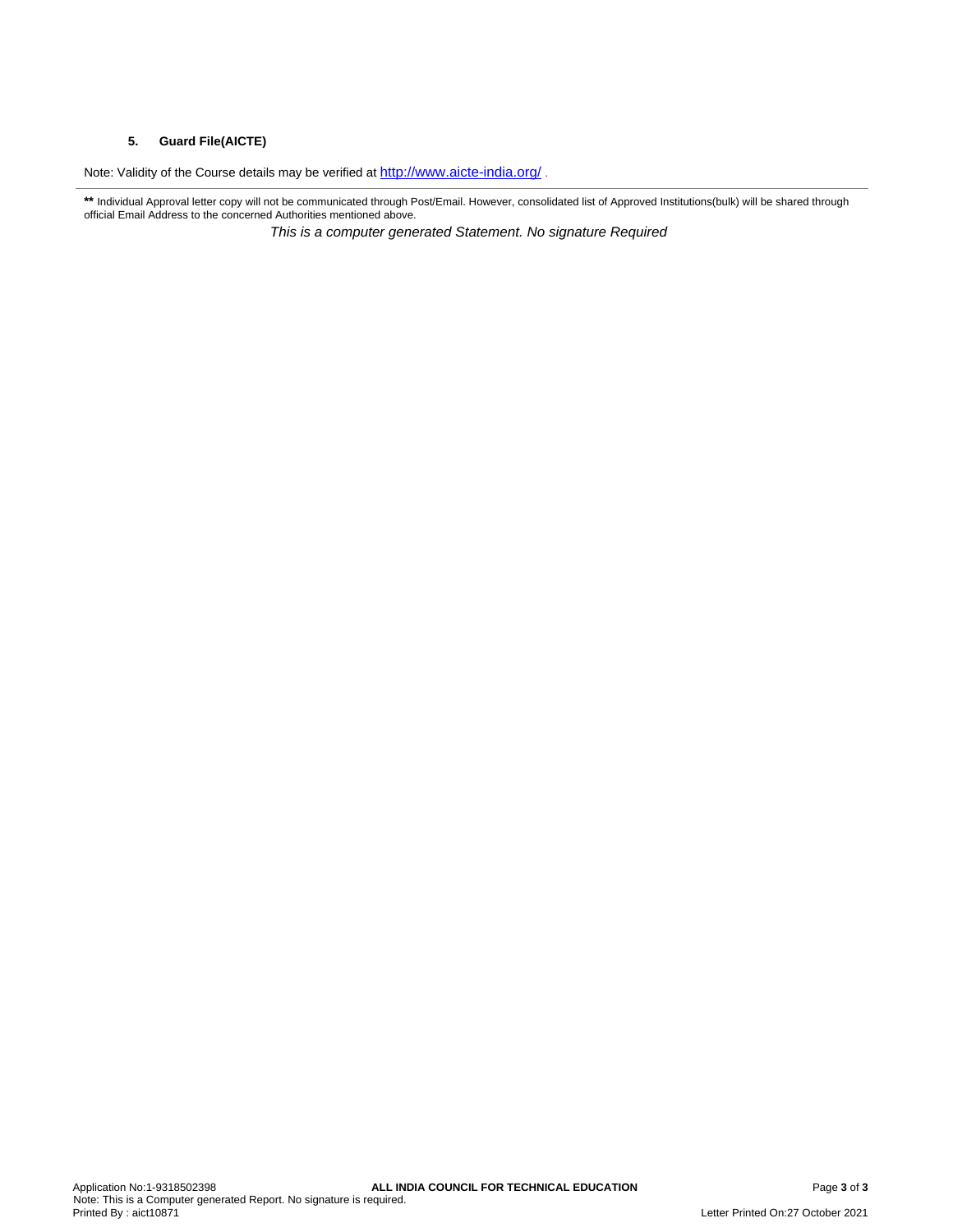5. **Guard File(AICTE)**

Note: Validity of the Course details may be verified at http://www.aicte-india.org/ .

---

**\*\*** Individual Approval letter copy will not be communicated through Post/Email. However, consolidated list of Approved Institutions(bulk) will be shared through official Email Address to the concerned Authorities mentioned above.

*This is a computer generated Statement. No signature Required*